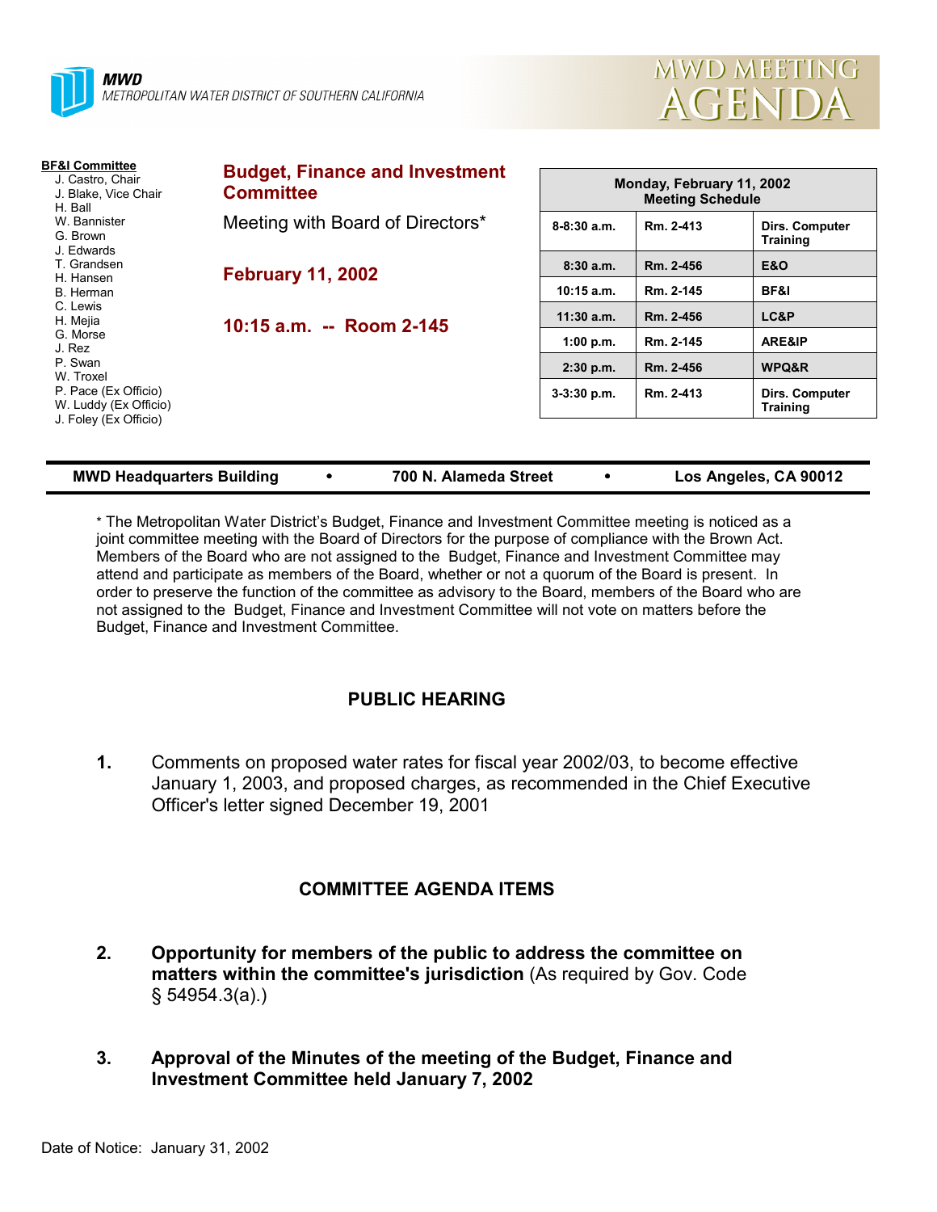MWD
METROPOLITAN WATER DISTRICT OF SOUTHERN CALIFORNIA

MWD MEETING AGENDA

**BF&I Committee**
- J. Castro, Chair
- J. Blake, Vice Chair
- H. Ball
- W. Bannister
- G. Brown
- J. Edwards
- T. Grandsen
- H. Hansen
- B. Herman
- C. Lewis
- H. Mejia
- G. Morse
- J. Rez
- P. Swan
- W. Troxel
- P. Pace (Ex Officio)
- W. Luddy (Ex Officio)
- J. Foley (Ex Officio)

## Budget, Finance and Investment Committee

Meeting with Board of Directors*

**February 11, 2002**

**10:15 a.m. -- Room 2-145**

| Monday, February 11, 2002 Meeting Schedule | | |
|---|---|---|
| 8-8:30 a.m. | Rm. 2-413 | Dirs. Computer Training |
| 8:30 a.m. | Rm. 2-456 | E&O |
| 10:15 a.m. | Rm. 2-145 | BF&I |
| 11:30 a.m. | Rm. 2-456 | LC&P |
| 1:00 p.m. | Rm. 2-145 | ARE&IP |
| 2:30 p.m. | Rm. 2-456 | WPQ&R |
| 3-3:30 p.m. | Rm. 2-413 | Dirs. Computer Training |

**MWD Headquarters Building • 700 N. Alameda Street • Los Angeles, CA 90012**

* The Metropolitan Water District's Budget, Finance and Investment Committee meeting is noticed as a joint committee meeting with the Board of Directors for the purpose of compliance with the Brown Act. Members of the Board who are not assigned to the Budget, Finance and Investment Committee may attend and participate as members of the Board, whether or not a quorum of the Board is present. In order to preserve the function of the committee as advisory to the Board, members of the Board who are not assigned to the Budget, Finance and Investment Committee will not vote on matters before the Budget, Finance and Investment Committee.

## PUBLIC HEARING

1. Comments on proposed water rates for fiscal year 2002/03, to become effective January 1, 2003, and proposed charges, as recommended in the Chief Executive Officer's letter signed December 19, 2001

## COMMITTEE AGENDA ITEMS

2. **Opportunity for members of the public to address the committee on matters within the committee's jurisdiction** (As required by Gov. Code § 54954.3(a).)

3. **Approval of the Minutes of the meeting of the Budget, Finance and Investment Committee held January 7, 2002**

Date of Notice: January 31, 2002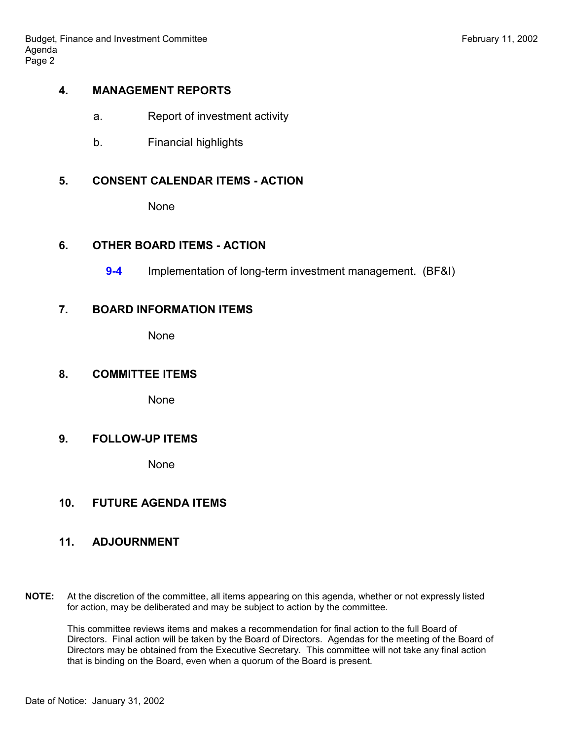**4. MANAGEMENT REPORTS**

a. Report of investment activity

b. Financial highlights

**5. CONSENT CALENDAR ITEMS - ACTION**

None

**6. OTHER BOARD ITEMS - ACTION**

**9-4** Implementation of long-term investment management. (BF&I)

**7. BOARD INFORMATION ITEMS**

None

**8. COMMITTEE ITEMS**

None

**9. FOLLOW-UP ITEMS**

None

**10. FUTURE AGENDA ITEMS**

**11. ADJOURNMENT**

**NOTE:** At the discretion of the committee, all items appearing on this agenda, whether or not expressly listed for action, may be deliberated and may be subject to action by the committee.

This committee reviews items and makes a recommendation for final action to the full Board of Directors. Final action will be taken by the Board of Directors. Agendas for the meeting of the Board of Directors may be obtained from the Executive Secretary. This committee will not take any final action that is binding on the Board, even when a quorum of the Board is present.

Date of Notice: January 31, 2002